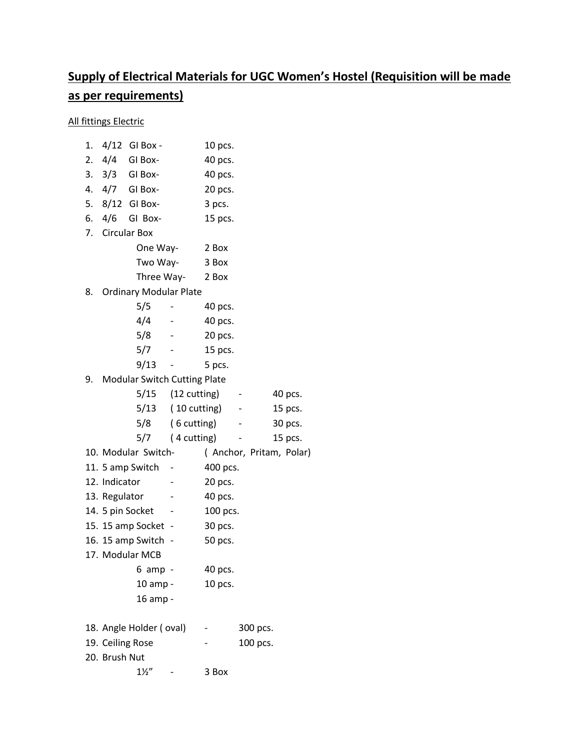## Supply of Electrical Materials for UGC Women's Hostel (Requisition will be made as per requirements)

All fittings Electric

1. 4/12 GI Box - 10 pcs.
2. 4/4 GI Box- 40 pcs.
3. 3/3 GI Box- 40 pcs.
4. 4/7 GI Box- 20 pcs.
5. 8/12 GI Box- 3 pcs.
6. 4/6 GI Box- 15 pcs.
7. Circular Box
   - One Way- 2 Box
   - Two Way- 3 Box
   - Three Way- 2 Box
8. Ordinary Modular Plate
   - 5/5 - 40 pcs.
   - 4/4 - 40 pcs.
   - 5/8 - 20 pcs.
   - 5/7 - 15 pcs.
   - 9/13 - 5 pcs.
9. Modular Switch Cutting Plate
   - 5/15 (12 cutting) - 40 pcs.
   - 5/13 ( 10 cutting) - 15 pcs.
   - 5/8 ( 6 cutting) - 30 pcs.
   - 5/7 ( 4 cutting) - 15 pcs.
10. Modular Switch- ( Anchor, Pritam, Polar)
11. 5 amp Switch - 400 pcs.
12. Indicator - 20 pcs.
13. Regulator - 40 pcs.
14. 5 pin Socket - 100 pcs.
15. 15 amp Socket - 30 pcs.
16. 15 amp Switch - 50 pcs.
17. Modular MCB
    - 6 amp - 40 pcs.
    - 10 amp - 10 pcs.
    - 16 amp -
18. Angle Holder ( oval) - 300 pcs.
19. Ceiling Rose - 100 pcs.
20. Brush Nut
    - 1½" - 3 Box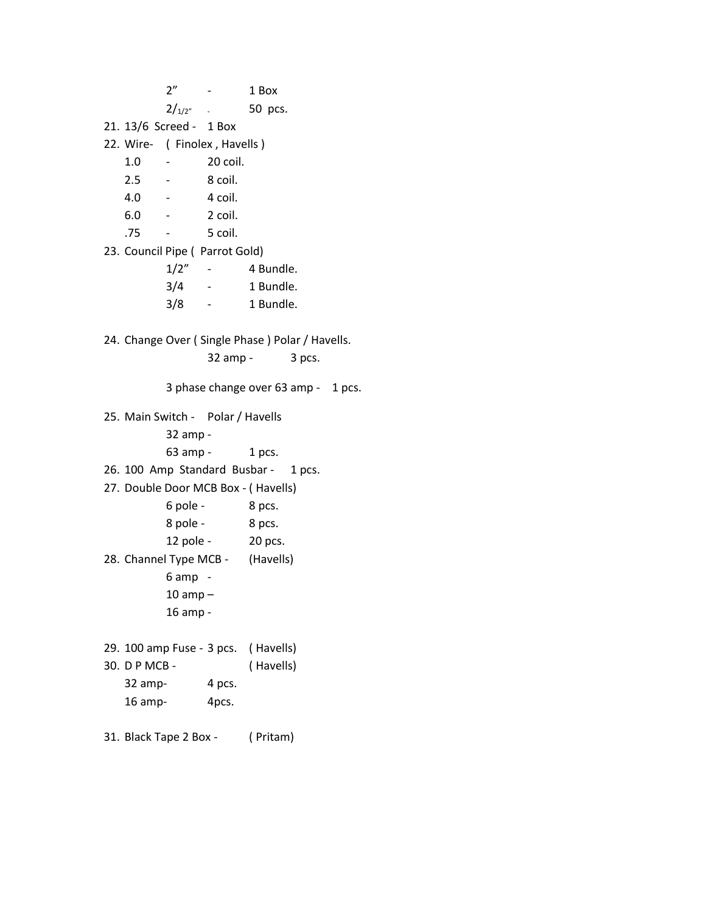2”　-　1 Box

2/1/2”　-　50 pcs.

21. 13/6 Screed - 1 Box
22. Wire- ( Finolex , Havells )
    - 1.0 - 20 coil.
    - 2.5 - 8 coil.
    - 4.0 - 4 coil.
    - 6.0 - 2 coil.
    - .75 - 5 coil.
23. Council Pipe ( Parrot Gold)
    - 1/2” - 4 Bundle.
    - 3/4 - 1 Bundle.
    - 3/8 - 1 Bundle.

24. Change Over ( Single Phase ) Polar / Havells.

    32 amp - 3 pcs.

    3 phase change over 63 amp - 1 pcs.

25. Main Switch - Polar / Havells
    - 32 amp -
    - 63 amp - 1 pcs.
26. 100 Amp Standard Busbar - 1 pcs.
27. Double Door MCB Box - ( Havells)
    - 6 pole - 8 pcs.
    - 8 pole - 8 pcs.
    - 12 pole - 20 pcs.
28. Channel Type MCB - (Havells)
    - 6 amp -
    - 10 amp –
    - 16 amp -

29. 100 amp Fuse - 3 pcs. ( Havells)
30. D P MCB - ( Havells)
    - 32 amp- 4 pcs.
    - 16 amp- 4pcs.

31. Black Tape 2 Box - ( Pritam)